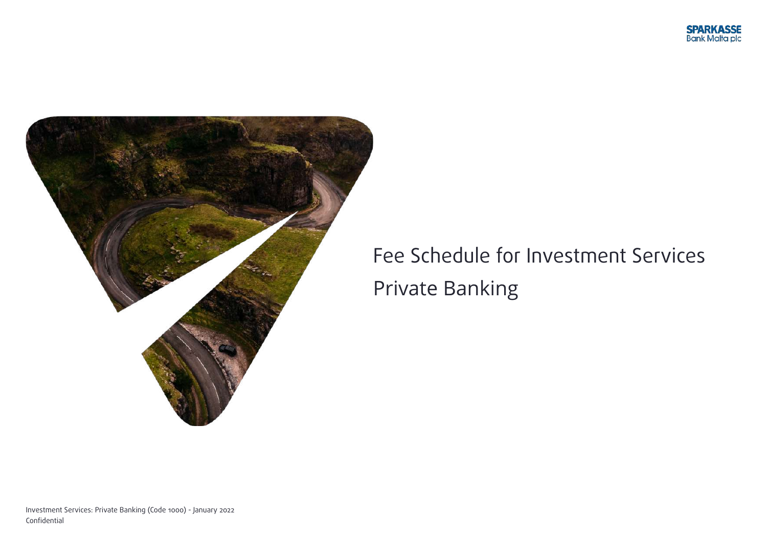SPARKASSE
Bank Malta plc

# Fee Schedule for Investment Services

## Private Banking

Investment Services: Private Banking (Code 1000) - January 2022
Confidential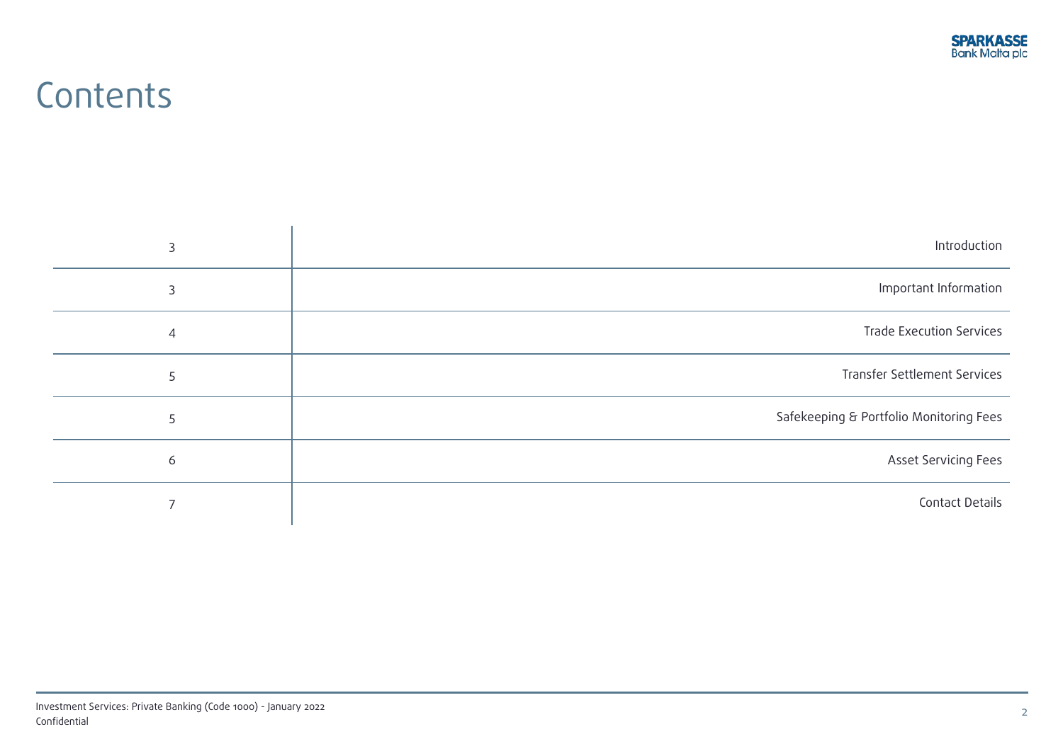# Contents

| Page | Section |
|---|---|
| 3 | Introduction |
| 3 | Important Information |
| 4 | Trade Execution Services |
| 5 | Transfer Settlement Services |
| 5 | Safekeeping & Portfolio Monitoring Fees |
| 6 | Asset Servicing Fees |
| 7 | Contact Details |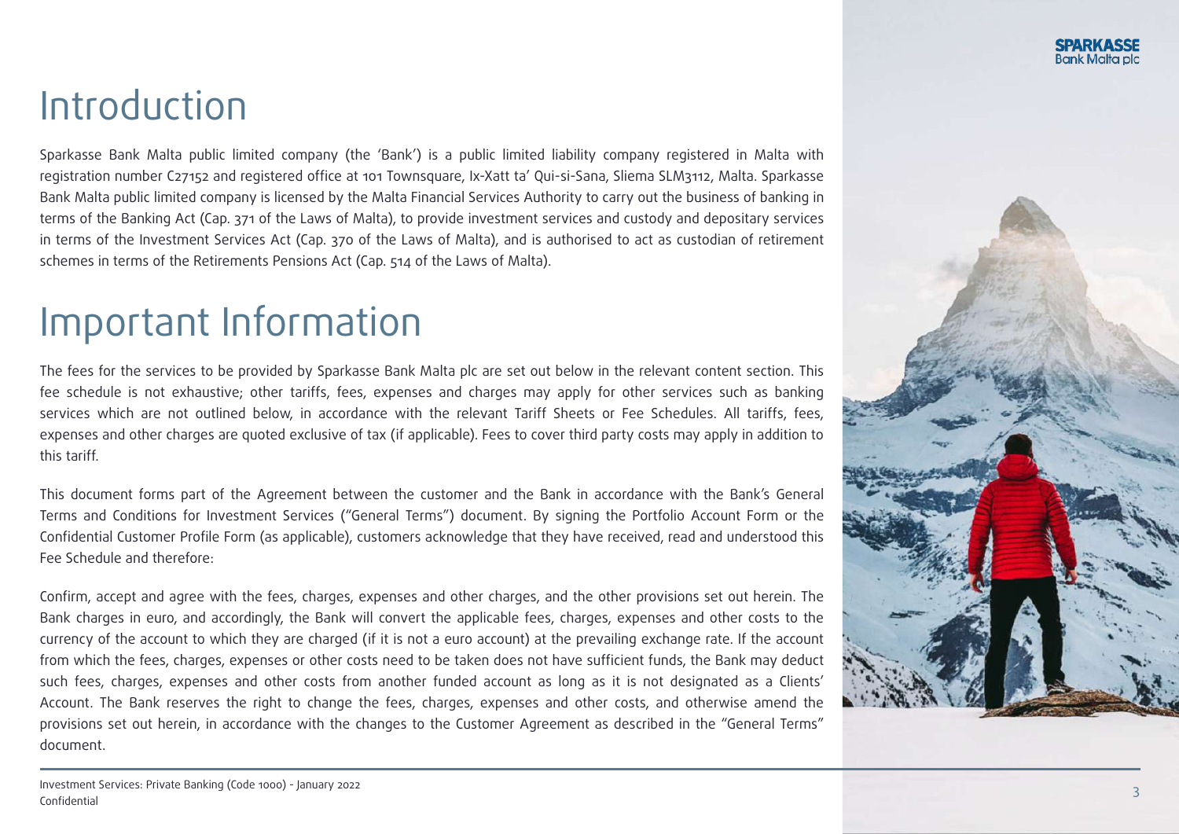# Introduction

Sparkasse Bank Malta public limited company (the 'Bank') is a public limited liability company registered in Malta with registration number C27152 and registered office at 101 Townsquare, Ix-Xatt ta' Qui-si-Sana, Sliema SLM3112, Malta. Sparkasse Bank Malta public limited company is licensed by the Malta Financial Services Authority to carry out the business of banking in terms of the Banking Act (Cap. 371 of the Laws of Malta), to provide investment services and custody and depositary services in terms of the Investment Services Act (Cap. 370 of the Laws of Malta), and is authorised to act as custodian of retirement schemes in terms of the Retirements Pensions Act (Cap. 514 of the Laws of Malta).

# Important Information

The fees for the services to be provided by Sparkasse Bank Malta plc are set out below in the relevant content section. This fee schedule is not exhaustive; other tariffs, fees, expenses and charges may apply for other services such as banking services which are not outlined below, in accordance with the relevant Tariff Sheets or Fee Schedules. All tariffs, fees, expenses and other charges are quoted exclusive of tax (if applicable). Fees to cover third party costs may apply in addition to this tariff.

This document forms part of the Agreement between the customer and the Bank in accordance with the Bank's General Terms and Conditions for Investment Services ("General Terms") document. By signing the Portfolio Account Form or the Confidential Customer Profile Form (as applicable), customers acknowledge that they have received, read and understood this Fee Schedule and therefore:

Confirm, accept and agree with the fees, charges, expenses and other charges, and the other provisions set out herein. The Bank charges in euro, and accordingly, the Bank will convert the applicable fees, charges, expenses and other costs to the currency of the account to which they are charged (if it is not a euro account) at the prevailing exchange rate. If the account from which the fees, charges, expenses or other costs need to be taken does not have sufficient funds, the Bank may deduct such fees, charges, expenses and other costs from another funded account as long as it is not designated as a Clients' Account. The Bank reserves the right to change the fees, charges, expenses and other costs, and otherwise amend the provisions set out herein, in accordance with the changes to the Customer Agreement as described in the "General Terms" document.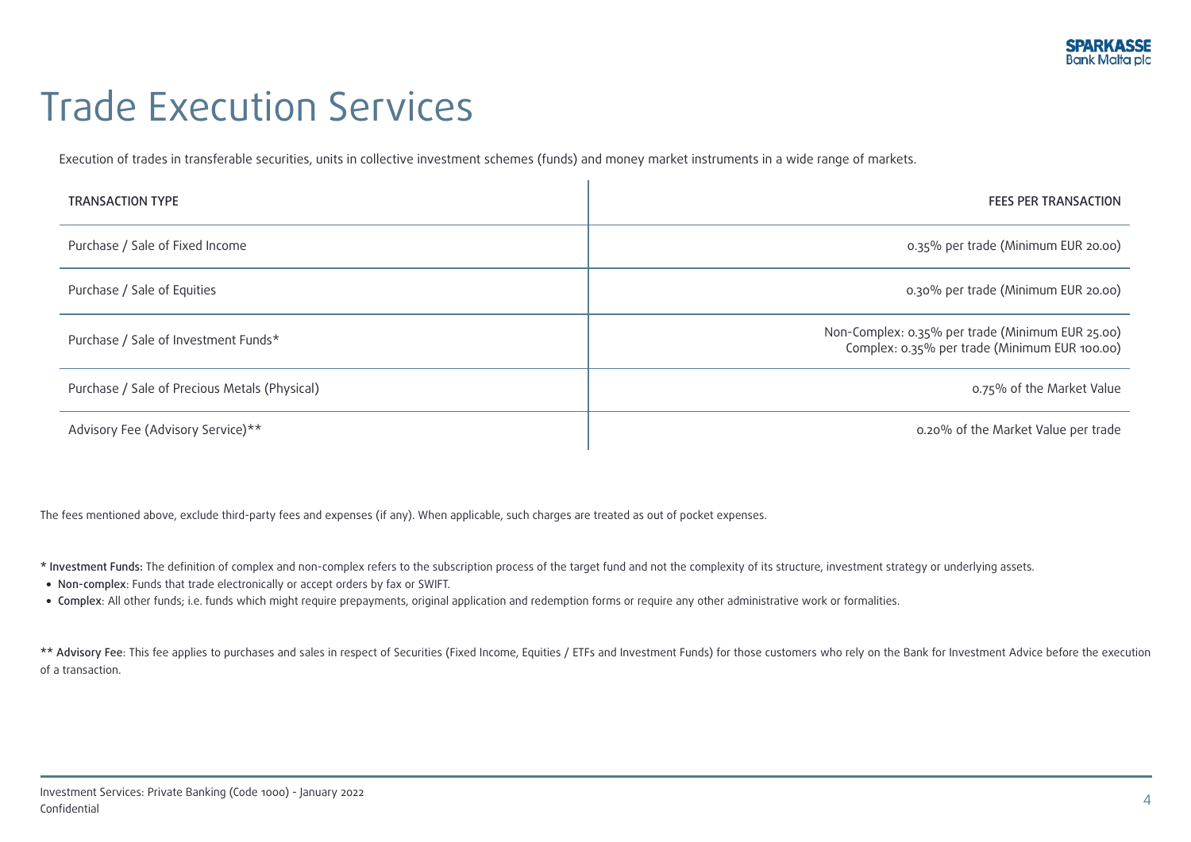# Trade Execution Services

Execution of trades in transferable securities, units in collective investment schemes (funds) and money market instruments in a wide range of markets.

| TRANSACTION TYPE | FEES PER TRANSACTION |
|---|---|
| Purchase / Sale of Fixed Income | 0.35% per trade (Minimum EUR 20.00) |
| Purchase / Sale of Equities | 0.30% per trade (Minimum EUR 20.00) |
| Purchase / Sale of Investment Funds* | Non-Complex: 0.35% per trade (Minimum EUR 25.00)<br>Complex: 0.35% per trade (Minimum EUR 100.00) |
| Purchase / Sale of Precious Metals (Physical) | 0.75% of the Market Value |
| Advisory Fee (Advisory Service)** | 0.20% of the Market Value per trade |

The fees mentioned above, exclude third-party fees and expenses (if any). When applicable, such charges are treated as out of pocket expenses.

* Investment Funds: The definition of complex and non-complex refers to the subscription process of the target fund and not the complexity of its structure, investment strategy or underlying assets.

- Non-complex: Funds that trade electronically or accept orders by fax or SWIFT.
- Complex: All other funds; i.e. funds which might require prepayments, original application and redemption forms or require any other administrative work or formalities.

** Advisory Fee: This fee applies to purchases and sales in respect of Securities (Fixed Income, Equities / ETFs and Investment Funds) for those customers who rely on the Bank for Investment Advice before the execution of a transaction.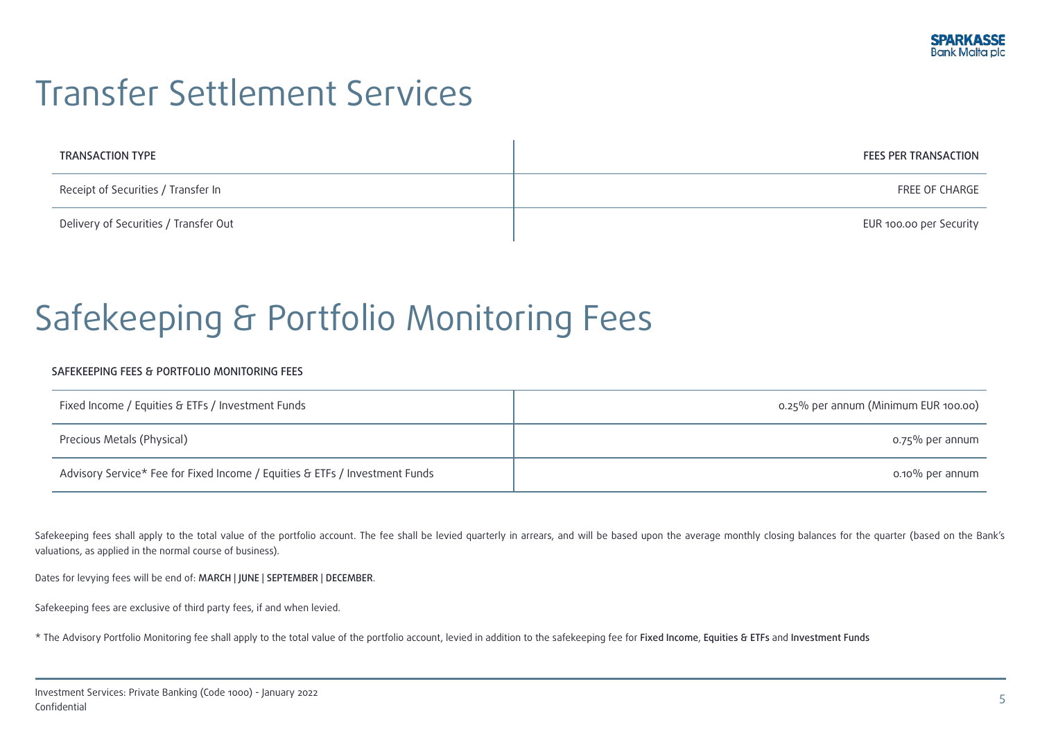# Transfer Settlement Services

| TRANSACTION TYPE | FEES PER TRANSACTION |
|---|---|
| Receipt of Securities / Transfer In | FREE OF CHARGE |
| Delivery of Securities / Transfer Out | EUR 100.00 per Security |

# Safekeeping & Portfolio Monitoring Fees

SAFEKEEPING FEES & PORTFOLIO MONITORING FEES

| | |
|---|---|
| Fixed Income / Equities & ETFs / Investment Funds | 0.25% per annum (Minimum EUR 100.00) |
| Precious Metals (Physical) | 0.75% per annum |
| Advisory Service* Fee for Fixed Income / Equities & ETFs / Investment Funds | 0.10% per annum |

Safekeeping fees shall apply to the total value of the portfolio account. The fee shall be levied quarterly in arrears, and will be based upon the average monthly closing balances for the quarter (based on the Bank's valuations, as applied in the normal course of business).

Dates for levying fees will be end of: MARCH | JUNE | SEPTEMBER | DECEMBER.

Safekeeping fees are exclusive of third party fees, if and when levied.

* The Advisory Portfolio Monitoring fee shall apply to the total value of the portfolio account, levied in addition to the safekeeping fee for Fixed Income, Equities & ETFs and Investment Funds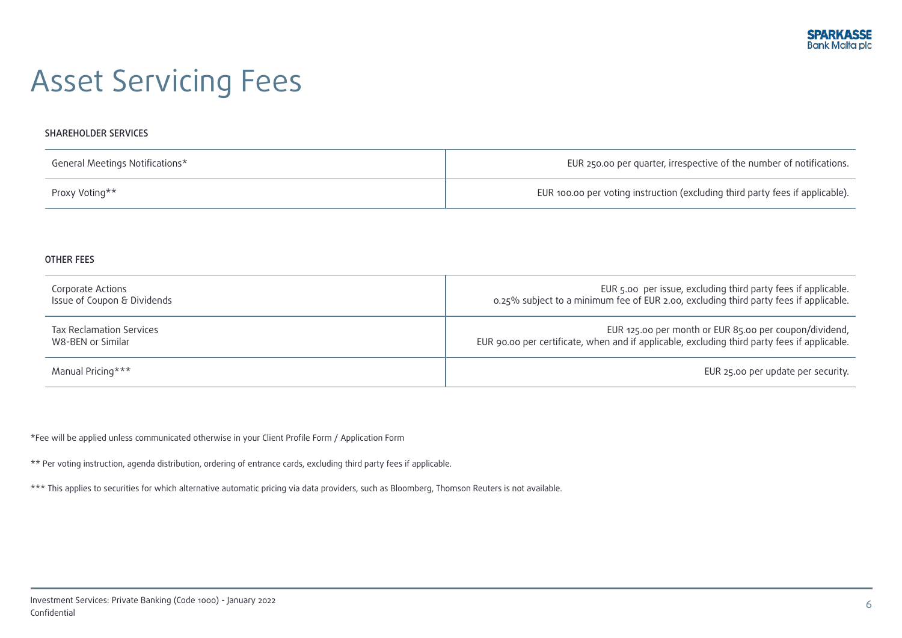# Asset Servicing Fees

### SHAREHOLDER SERVICES

| | |
|---|---|
| General Meetings Notifications* | EUR 250.00 per quarter, irrespective of the number of notifications. |
| Proxy Voting** | EUR 100.00 per voting instruction (excluding third party fees if applicable). |

### OTHER FEES

| | |
|---|---|
| Corporate Actions<br>Issue of Coupon & Dividends | EUR 5.00 per issue, excluding third party fees if applicable.<br>0.25% subject to a minimum fee of EUR 2.00, excluding third party fees if applicable. |
| Tax Reclamation Services<br>W8-BEN or Similar | EUR 125.00 per month or EUR 85.00 per coupon/dividend,<br>EUR 90.00 per certificate, when and if applicable, excluding third party fees if applicable. |
| Manual Pricing*** | EUR 25.00 per update per security. |

*Fee will be applied unless communicated otherwise in your Client Profile Form / Application Form

** Per voting instruction, agenda distribution, ordering of entrance cards, excluding third party fees if applicable.

*** This applies to securities for which alternative automatic pricing via data providers, such as Bloomberg, Thomson Reuters is not available.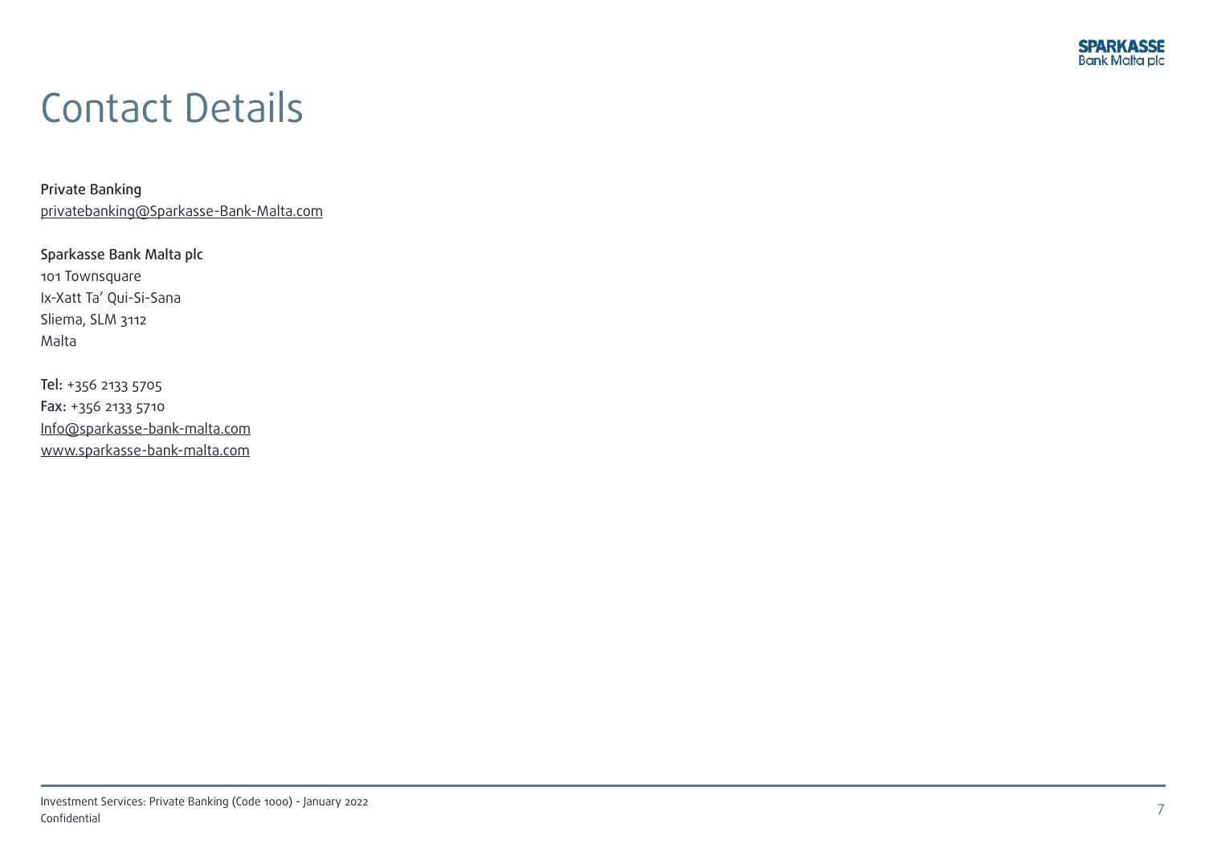# Contact Details

**Private Banking**
privatebanking@Sparkasse-Bank-Malta.com

**Sparkasse Bank Malta plc**
101 Townsquare
Ix-Xatt Ta' Qui-Si-Sana
Sliema, SLM 3112
Malta

**Tel:** +356 2133 5705
**Fax:** +356 2133 5710
Info@sparkasse-bank-malta.com
www.sparkasse-bank-malta.com